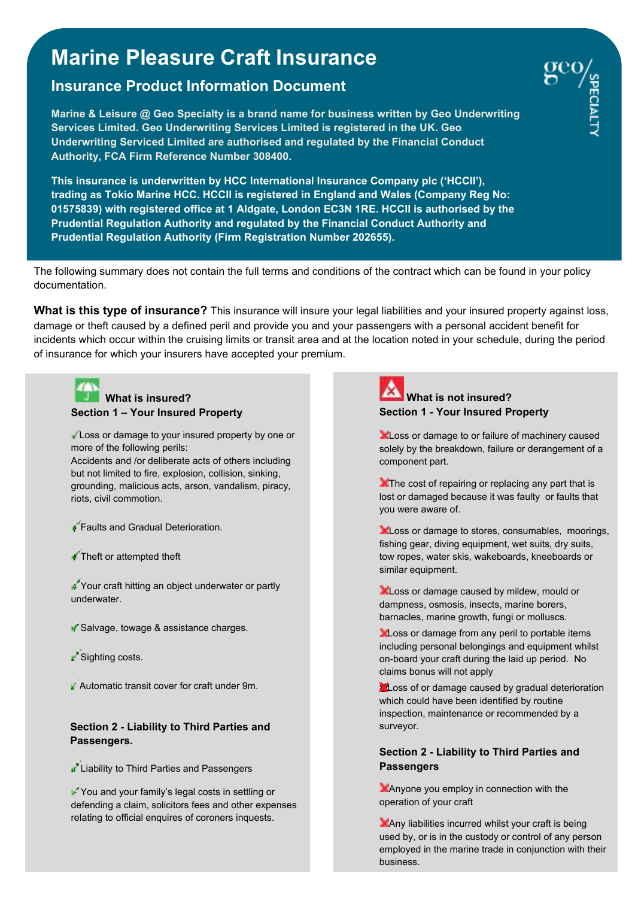# Marine Pleasure Craft Insurance

## Insurance Product Information Document

**Marine & Leisure @ Geo Specialty is a brand name for business written by Geo Underwriting Services Limited. Geo Underwriting Services Limited is registered in the UK. Geo Underwriting Serviced Limited are authorised and regulated by the Financial Conduct Authority, FCA Firm Reference Number 308400.**

**This insurance is underwritten by HCC International Insurance Company plc ('HCCII'), trading as Tokio Marine HCC. HCCII is registered in England and Wales (Company Reg No: 01575839) with registered office at 1 Aldgate, London EC3N 1RE. HCCII is authorised by the Prudential Regulation Authority and regulated by the Financial Conduct Authority and Prudential Regulation Authority (Firm Registration Number 202655).**

The following summary does not contain the full terms and conditions of the contract which can be found in your policy documentation.

**What is this type of insurance?** This insurance will insure your legal liabilities and your insured property against loss, damage or theft caused by a defined peril and provide you and your passengers with a personal accident benefit for incidents which occur within the cruising limits or transit area and at the location noted in your schedule, during the period of insurance for which your insurers have accepted your premium.

### What is insured?

**Section 1 – Your Insured Property**

- ✓ Loss or damage to your insured property by one or more of the following perils:
  Accidents and /or deliberate acts of others including but not limited to fire, explosion, collision, sinking, grounding, malicious acts, arson, vandalism, piracy, riots, civil commotion.
- ✓ Faults and Gradual Deterioration.
- ✓ Theft or attempted theft
- ✓ Your craft hitting an object underwater or partly underwater.
- ✓ Salvage, towage & assistance charges.
- ✓ Sighting costs.
- ✓ Automatic transit cover for craft under 9m.

**Section 2 - Liability to Third Parties and Passengers.**

- ✓ Liability to Third Parties and Passengers
- ✓ You and your family's legal costs in settling or defending a claim, solicitors fees and other expenses relating to official enquires of coroners inquests.

### What is not insured?

**Section 1 - Your Insured Property**

- ✗ Loss or damage to or failure of machinery caused solely by the breakdown, failure or derangement of a component part.
- ✗ The cost of repairing or replacing any part that is lost or damaged because it was faulty or faults that you were aware of.
- ✗ Loss or damage to stores, consumables, moorings, fishing gear, diving equipment, wet suits, dry suits, tow ropes, water skis, wakeboards, kneeboards or similar equipment.
- ✗ Loss or damage caused by mildew, mould or dampness, osmosis, insects, marine borers, barnacles, marine growth, fungi or molluscs.
- ✗ Loss or damage from any peril to portable items including personal belongings and equipment whilst on-board your craft during the laid up period. No claims bonus will not apply
- ✗ Loss of or damage caused by gradual deterioration which could have been identified by routine inspection, maintenance or recommended by a surveyor.

**Section 2 - Liability to Third Parties and Passengers**

- ✗ Anyone you employ in connection with the operation of your craft
- ✗ Any liabilities incurred whilst your craft is being used by, or is in the custody or control of any person employed in the marine trade in conjunction with their business.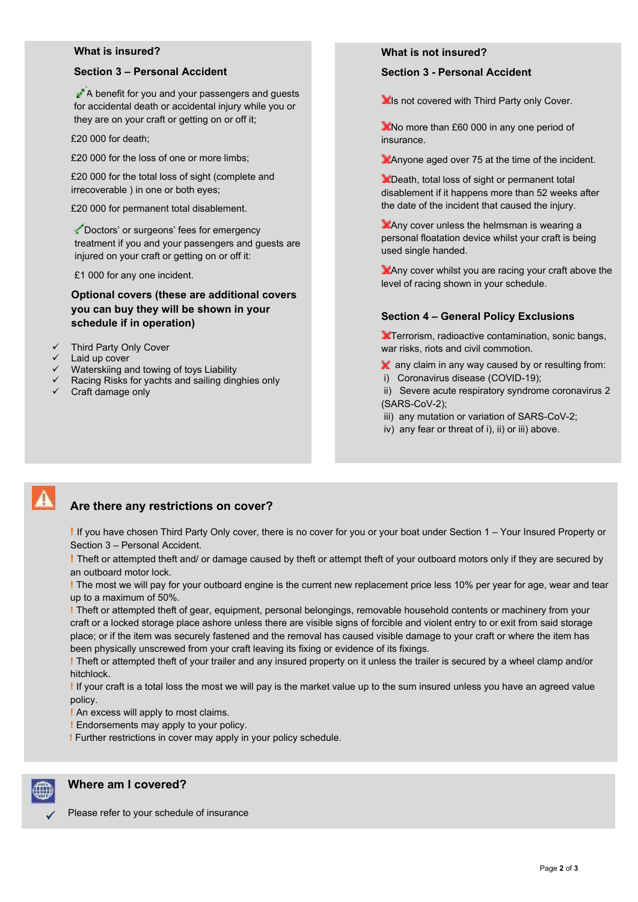## What is insured?

### Section 3 – Personal Accident

✓ A benefit for you and your passengers and guests for accidental death or accidental injury while you or they are on your craft or getting on or off it;

£20 000 for death;

£20 000 for the loss of one or more limbs;

£20 000 for the total loss of sight (complete and irrecoverable ) in one or both eyes;

£20 000 for permanent total disablement.

✓ Doctors' or surgeons' fees for emergency treatment if you and your passengers and guests are injured on your craft or getting on or off it:

£1 000 for any one incident.

**Optional covers (these are additional covers you can buy they will be shown in your schedule if in operation)**

- ✓ Third Party Only Cover
- ✓ Laid up cover
- ✓ Waterskiing and towing of toys Liability
- ✓ Racing Risks for yachts and sailing dinghies only
- ✓ Craft damage only

## What is not insured?

### Section 3 - Personal Accident

✗ Is not covered with Third Party only Cover.

✗ No more than £60 000 in any one period of insurance.

✗ Anyone aged over 75 at the time of the incident.

✗ Death, total loss of sight or permanent total disablement if it happens more than 52 weeks after the date of the incident that caused the injury.

✗ Any cover unless the helmsman is wearing a personal floatation device whilst your craft is being used single handed.

✗ Any cover whilst you are racing your craft above the level of racing shown in your schedule.

### Section 4 – General Policy Exclusions

✗ Terrorism, radioactive contamination, sonic bangs, war risks, riots and civil commotion.

✗ any claim in any way caused by or resulting from:

- i) Coronavirus disease (COVID-19);
- ii) Severe acute respiratory syndrome coronavirus 2 (SARS-CoV-2);
- iii) any mutation or variation of SARS-CoV-2;
- iv) any fear or threat of i), ii) or iii) above.

## Are there any restrictions on cover?

! If you have chosen Third Party Only cover, there is no cover for you or your boat under Section 1 – Your Insured Property or Section 3 – Personal Accident.

! Theft or attempted theft and/ or damage caused by theft or attempt theft of your outboard motors only if they are secured by an outboard motor lock.

! The most we will pay for your outboard engine is the current new replacement price less 10% per year for age, wear and tear up to a maximum of 50%.

! Theft or attempted theft of gear, equipment, personal belongings, removable household contents or machinery from your craft or a locked storage place ashore unless there are visible signs of forcible and violent entry to or exit from said storage place; or if the item was securely fastened and the removal has caused visible damage to your craft or where the item has been physically unscrewed from your craft leaving its fixing or evidence of its fixings.

! Theft or attempted theft of your trailer and any insured property on it unless the trailer is secured by a wheel clamp and/or hitchlock.

! If your craft is a total loss the most we will pay is the market value up to the sum insured unless you have an agreed value policy.

! An excess will apply to most claims.

! Endorsements may apply to your policy.

! Further restrictions in cover may apply in your policy schedule.

## Where am I covered?

✓ Please refer to your schedule of insurance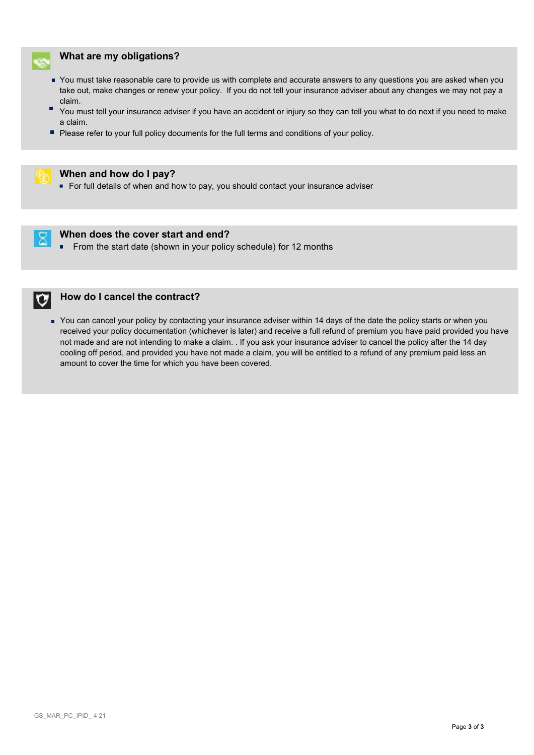## What are my obligations?

- You must take reasonable care to provide us with complete and accurate answers to any questions you are asked when you take out, make changes or renew your policy. If you do not tell your insurance adviser about any changes we may not pay a claim.
- You must tell your insurance adviser if you have an accident or injury so they can tell you what to do next if you need to make a claim.
- Please refer to your full policy documents for the full terms and conditions of your policy.

## When and how do I pay?

- For full details of when and how to pay, you should contact your insurance adviser

## When does the cover start and end?

- From the start date (shown in your policy schedule) for 12 months

## How do I cancel the contract?

- You can cancel your policy by contacting your insurance adviser within 14 days of the date the policy starts or when you received your policy documentation (whichever is later) and receive a full refund of premium you have paid provided you have not made and are not intending to make a claim. . If you ask your insurance adviser to cancel the policy after the 14 day cooling off period, and provided you have not made a claim, you will be entitled to a refund of any premium paid less an amount to cover the time for which you have been covered.

GS_MAR_PC_IPID_ 4 21